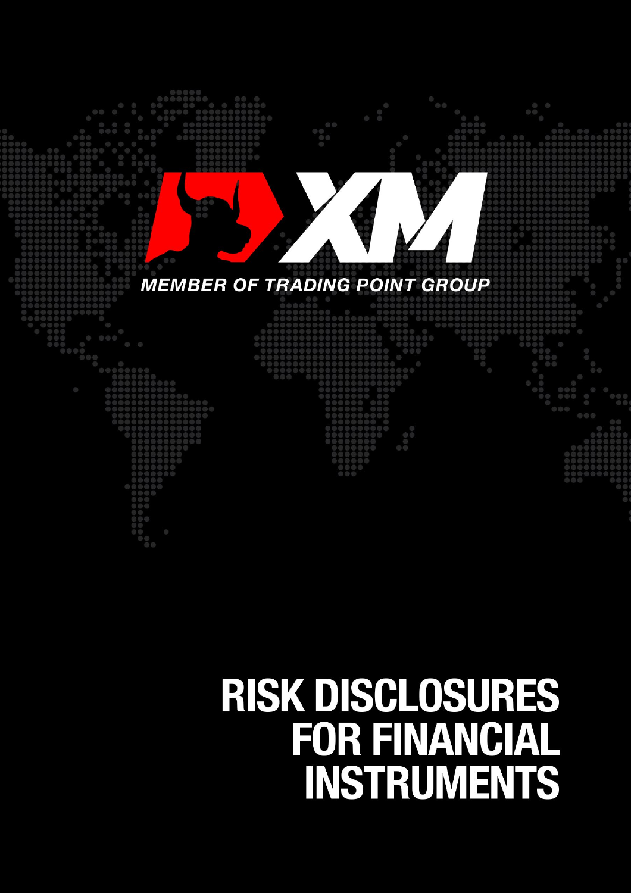MEMBER OF TRADING POINT GROUP

# RISK DISCLOSURES FOR FINANCIAL INSTRUMENTS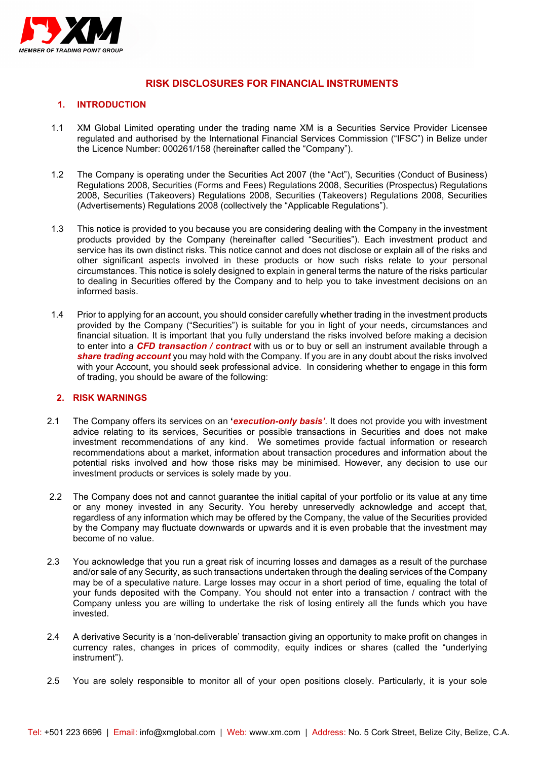# RISK DISCLOSURES FOR FINANCIAL INSTRUMENTS

## 1. INTRODUCTION

1.1 XM Global Limited operating under the trading name XM is a Securities Service Provider Licensee regulated and authorised by the International Financial Services Commission ("IFSC") in Belize under the Licence Number: 000261/158 (hereinafter called the "Company").

1.2 The Company is operating under the Securities Act 2007 (the "Act"), Securities (Conduct of Business) Regulations 2008, Securities (Forms and Fees) Regulations 2008, Securities (Prospectus) Regulations 2008, Securities (Takeovers) Regulations 2008, Securities (Takeovers) Regulations 2008, Securities (Advertisements) Regulations 2008 (collectively the "Applicable Regulations").

1.3 This notice is provided to you because you are considering dealing with the Company in the investment products provided by the Company (hereinafter called "Securities"). Each investment product and service has its own distinct risks. This notice cannot and does not disclose or explain all of the risks and other significant aspects involved in these products or how such risks relate to your personal circumstances. This notice is solely designed to explain in general terms the nature of the risks particular to dealing in Securities offered by the Company and to help you to take investment decisions on an informed basis.

1.4 Prior to applying for an account, you should consider carefully whether trading in the investment products provided by the Company ("Securities") is suitable for you in light of your needs, circumstances and financial situation. It is important that you fully understand the risks involved before making a decision to enter into a ***CFD transaction / contract*** with us or to buy or sell an instrument available through a ***share trading account*** you may hold with the Company. If you are in any doubt about the risks involved with your Account, you should seek professional advice. In considering whether to engage in this form of trading, you should be aware of the following:

## 2. RISK WARNINGS

2.1 The Company offers its services on an **'*execution-only basis'***. It does not provide you with investment advice relating to its services, Securities or possible transactions in Securities and does not make investment recommendations of any kind. We sometimes provide factual information or research recommendations about a market, information about transaction procedures and information about the potential risks involved and how those risks may be minimised. However, any decision to use our investment products or services is solely made by you.

2.2 The Company does not and cannot guarantee the initial capital of your portfolio or its value at any time or any money invested in any Security. You hereby unreservedly acknowledge and accept that, regardless of any information which may be offered by the Company, the value of the Securities provided by the Company may fluctuate downwards or upwards and it is even probable that the investment may become of no value.

2.3 You acknowledge that you run a great risk of incurring losses and damages as a result of the purchase and/or sale of any Security, as such transactions undertaken through the dealing services of the Company may be of a speculative nature. Large losses may occur in a short period of time, equaling the total of your funds deposited with the Company. You should not enter into a transaction / contract with the Company unless you are willing to undertake the risk of losing entirely all the funds which you have invested.

2.4 A derivative Security is a 'non-deliverable' transaction giving an opportunity to make profit on changes in currency rates, changes in prices of commodity, equity indices or shares (called the "underlying instrument").

2.5 You are solely responsible to monitor all of your open positions closely. Particularly, it is your sole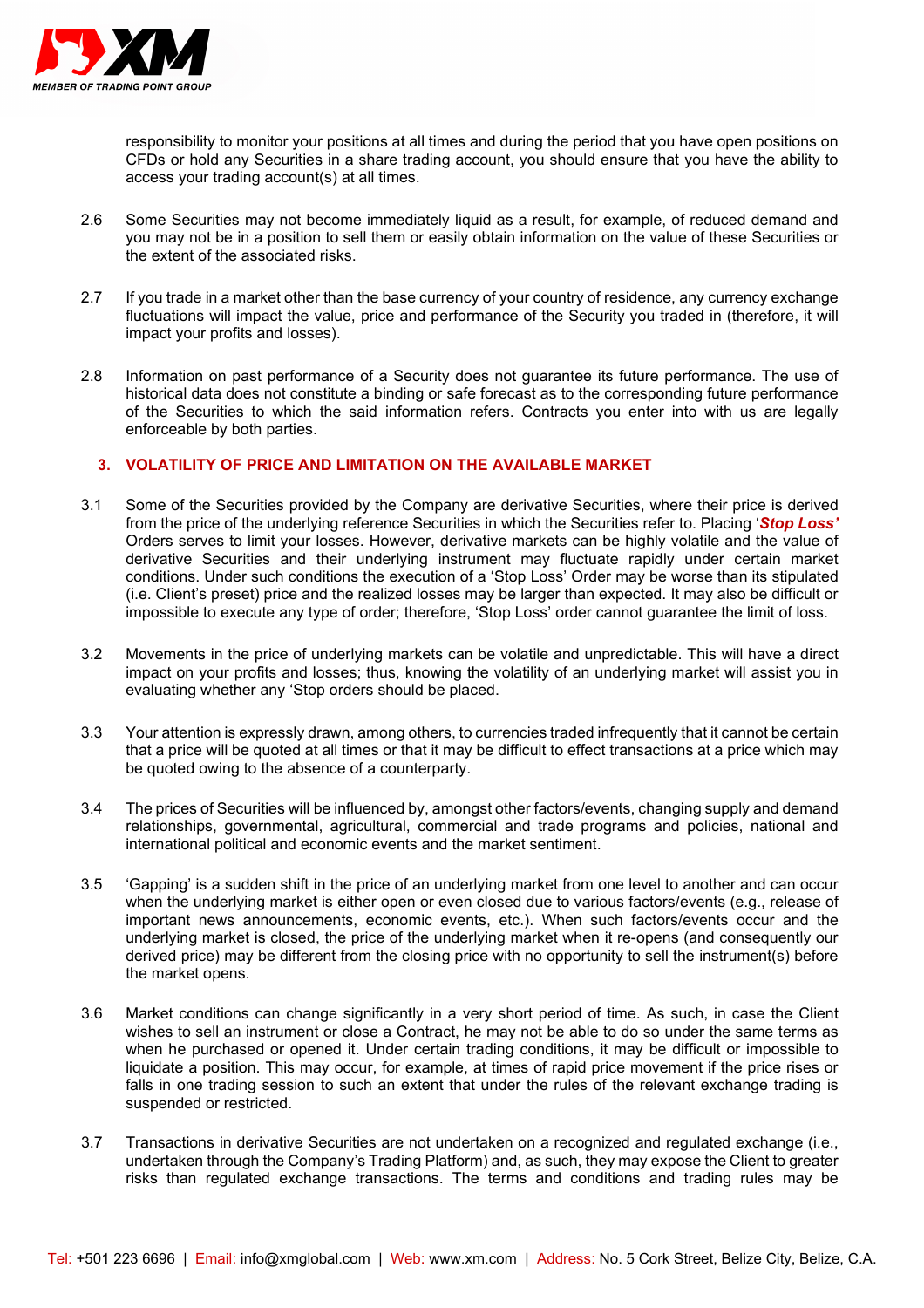responsibility to monitor your positions at all times and during the period that you have open positions on CFDs or hold any Securities in a share trading account, you should ensure that you have the ability to access your trading account(s) at all times.

2.6 Some Securities may not become immediately liquid as a result, for example, of reduced demand and you may not be in a position to sell them or easily obtain information on the value of these Securities or the extent of the associated risks.

2.7 If you trade in a market other than the base currency of your country of residence, any currency exchange fluctuations will impact the value, price and performance of the Security you traded in (therefore, it will impact your profits and losses).

2.8 Information on past performance of a Security does not guarantee its future performance. The use of historical data does not constitute a binding or safe forecast as to the corresponding future performance of the Securities to which the said information refers. Contracts you enter into with us are legally enforceable by both parties.

## 3. VOLATILITY OF PRICE AND LIMITATION ON THE AVAILABLE MARKET

3.1 Some of the Securities provided by the Company are derivative Securities, where their price is derived from the price of the underlying reference Securities in which the Securities refer to. Placing '***Stop Loss'*** Orders serves to limit your losses. However, derivative markets can be highly volatile and the value of derivative Securities and their underlying instrument may fluctuate rapidly under certain market conditions. Under such conditions the execution of a 'Stop Loss' Order may be worse than its stipulated (i.e. Client's preset) price and the realized losses may be larger than expected. It may also be difficult or impossible to execute any type of order; therefore, 'Stop Loss' order cannot guarantee the limit of loss.

3.2 Movements in the price of underlying markets can be volatile and unpredictable. This will have a direct impact on your profits and losses; thus, knowing the volatility of an underlying market will assist you in evaluating whether any 'Stop orders should be placed.

3.3 Your attention is expressly drawn, among others, to currencies traded infrequently that it cannot be certain that a price will be quoted at all times or that it may be difficult to effect transactions at a price which may be quoted owing to the absence of a counterparty.

3.4 The prices of Securities will be influenced by, amongst other factors/events, changing supply and demand relationships, governmental, agricultural, commercial and trade programs and policies, national and international political and economic events and the market sentiment.

3.5 'Gapping' is a sudden shift in the price of an underlying market from one level to another and can occur when the underlying market is either open or even closed due to various factors/events (e.g., release of important news announcements, economic events, etc.). When such factors/events occur and the underlying market is closed, the price of the underlying market when it re-opens (and consequently our derived price) may be different from the closing price with no opportunity to sell the instrument(s) before the market opens.

3.6 Market conditions can change significantly in a very short period of time. As such, in case the Client wishes to sell an instrument or close a Contract, he may not be able to do so under the same terms as when he purchased or opened it. Under certain trading conditions, it may be difficult or impossible to liquidate a position. This may occur, for example, at times of rapid price movement if the price rises or falls in one trading session to such an extent that under the rules of the relevant exchange trading is suspended or restricted.

3.7 Transactions in derivative Securities are not undertaken on a recognized and regulated exchange (i.e., undertaken through the Company's Trading Platform) and, as such, they may expose the Client to greater risks than regulated exchange transactions. The terms and conditions and trading rules may be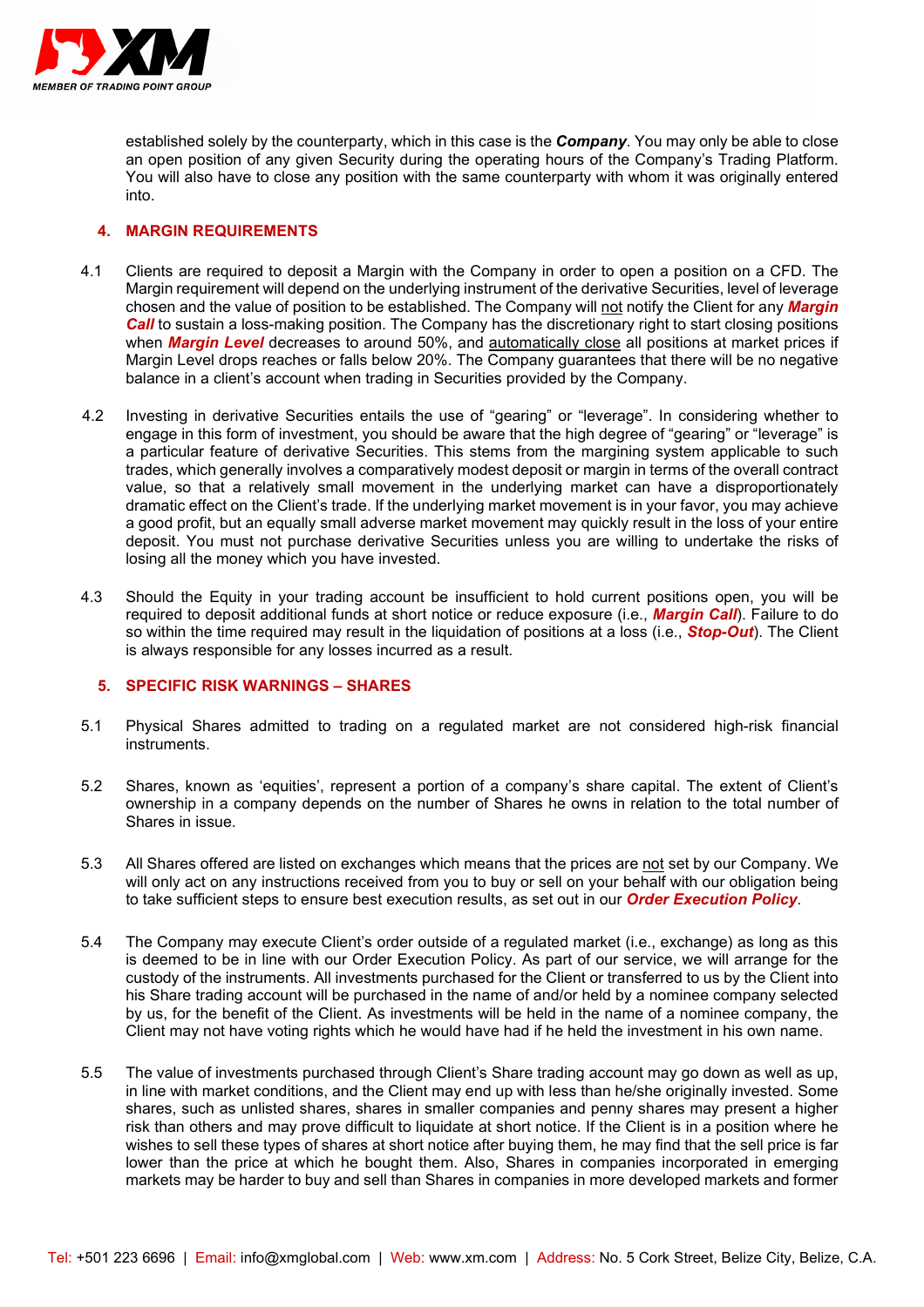established solely by the counterparty, which in this case is the ***Company***. You may only be able to close an open position of any given Security during the operating hours of the Company's Trading Platform. You will also have to close any position with the same counterparty with whom it was originally entered into.

## 4. MARGIN REQUIREMENTS

4.1 Clients are required to deposit a Margin with the Company in order to open a position on a CFD. The Margin requirement will depend on the underlying instrument of the derivative Securities, level of leverage chosen and the value of position to be established. The Company will not notify the Client for any ***Margin Call*** to sustain a loss-making position. The Company has the discretionary right to start closing positions when ***Margin Level*** decreases to around 50%, and automatically close all positions at market prices if Margin Level drops reaches or falls below 20%. The Company guarantees that there will be no negative balance in a client's account when trading in Securities provided by the Company.

4.2 Investing in derivative Securities entails the use of "gearing" or "leverage". In considering whether to engage in this form of investment, you should be aware that the high degree of "gearing" or "leverage" is a particular feature of derivative Securities. This stems from the margining system applicable to such trades, which generally involves a comparatively modest deposit or margin in terms of the overall contract value, so that a relatively small movement in the underlying market can have a disproportionately dramatic effect on the Client's trade. If the underlying market movement is in your favor, you may achieve a good profit, but an equally small adverse market movement may quickly result in the loss of your entire deposit. You must not purchase derivative Securities unless you are willing to undertake the risks of losing all the money which you have invested.

4.3 Should the Equity in your trading account be insufficient to hold current positions open, you will be required to deposit additional funds at short notice or reduce exposure (i.e., ***Margin Call***). Failure to do so within the time required may result in the liquidation of positions at a loss (i.e., ***Stop-Out***). The Client is always responsible for any losses incurred as a result.

## 5. SPECIFIC RISK WARNINGS – SHARES

5.1 Physical Shares admitted to trading on a regulated market are not considered high-risk financial instruments.

5.2 Shares, known as 'equities', represent a portion of a company's share capital. The extent of Client's ownership in a company depends on the number of Shares he owns in relation to the total number of Shares in issue.

5.3 All Shares offered are listed on exchanges which means that the prices are not set by our Company. We will only act on any instructions received from you to buy or sell on your behalf with our obligation being to take sufficient steps to ensure best execution results, as set out in our ***Order Execution Policy***.

5.4 The Company may execute Client's order outside of a regulated market (i.e., exchange) as long as this is deemed to be in line with our Order Execution Policy. As part of our service, we will arrange for the custody of the instruments. All investments purchased for the Client or transferred to us by the Client into his Share trading account will be purchased in the name of and/or held by a nominee company selected by us, for the benefit of the Client. As investments will be held in the name of a nominee company, the Client may not have voting rights which he would have had if he held the investment in his own name.

5.5 The value of investments purchased through Client's Share trading account may go down as well as up, in line with market conditions, and the Client may end up with less than he/she originally invested. Some shares, such as unlisted shares, shares in smaller companies and penny shares may present a higher risk than others and may prove difficult to liquidate at short notice. If the Client is in a position where he wishes to sell these types of shares at short notice after buying them, he may find that the sell price is far lower than the price at which he bought them. Also, Shares in companies incorporated in emerging markets may be harder to buy and sell than Shares in companies in more developed markets and former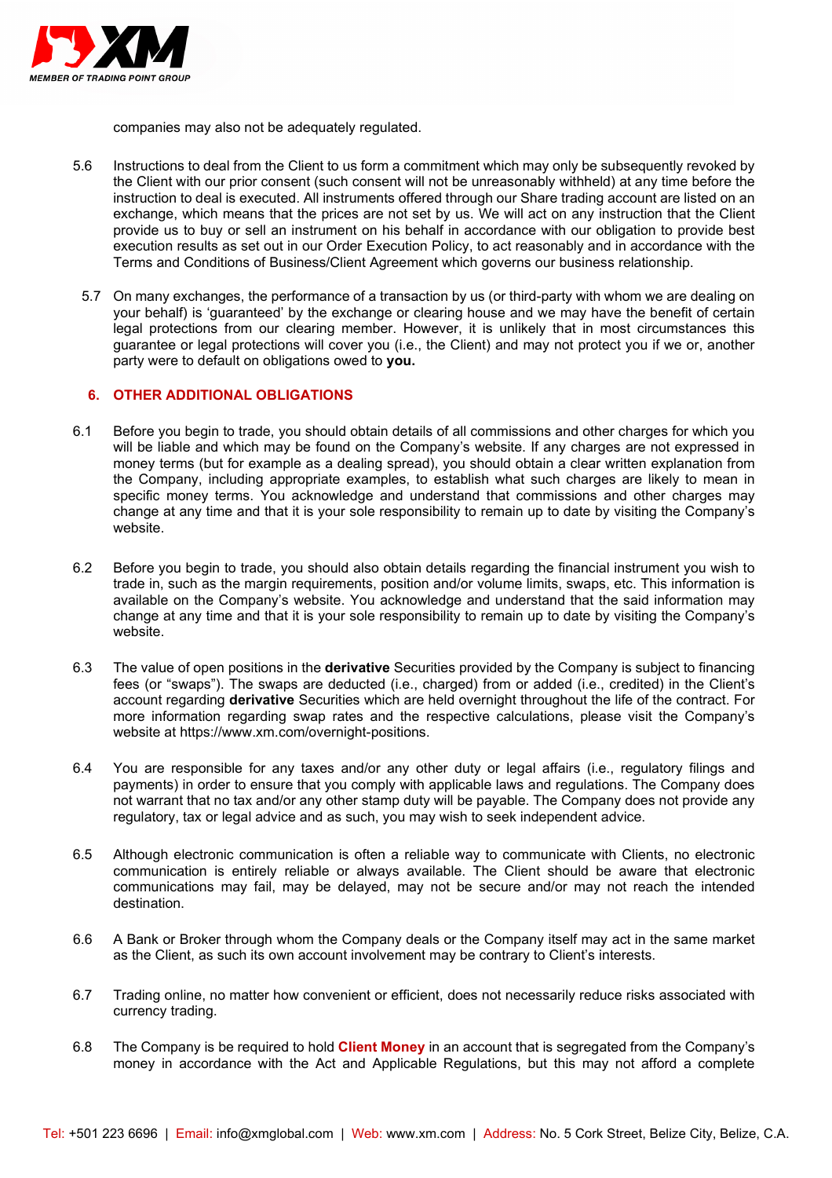companies may also not be adequately regulated.

5.6 Instructions to deal from the Client to us form a commitment which may only be subsequently revoked by the Client with our prior consent (such consent will not be unreasonably withheld) at any time before the instruction to deal is executed. All instruments offered through our Share trading account are listed on an exchange, which means that the prices are not set by us. We will act on any instruction that the Client provide us to buy or sell an instrument on his behalf in accordance with our obligation to provide best execution results as set out in our Order Execution Policy, to act reasonably and in accordance with the Terms and Conditions of Business/Client Agreement which governs our business relationship.

5.7 On many exchanges, the performance of a transaction by us (or third-party with whom we are dealing on your behalf) is 'guaranteed' by the exchange or clearing house and we may have the benefit of certain legal protections from our clearing member. However, it is unlikely that in most circumstances this guarantee or legal protections will cover you (i.e., the Client) and may not protect you if we or, another party were to default on obligations owed to **you.**

## 6. OTHER ADDITIONAL OBLIGATIONS

6.1 Before you begin to trade, you should obtain details of all commissions and other charges for which you will be liable and which may be found on the Company's website. If any charges are not expressed in money terms (but for example as a dealing spread), you should obtain a clear written explanation from the Company, including appropriate examples, to establish what such charges are likely to mean in specific money terms. You acknowledge and understand that commissions and other charges may change at any time and that it is your sole responsibility to remain up to date by visiting the Company's website.

6.2 Before you begin to trade, you should also obtain details regarding the financial instrument you wish to trade in, such as the margin requirements, position and/or volume limits, swaps, etc. This information is available on the Company's website. You acknowledge and understand that the said information may change at any time and that it is your sole responsibility to remain up to date by visiting the Company's website.

6.3 The value of open positions in the **derivative** Securities provided by the Company is subject to financing fees (or "swaps"). The swaps are deducted (i.e., charged) from or added (i.e., credited) in the Client's account regarding **derivative** Securities which are held overnight throughout the life of the contract. For more information regarding swap rates and the respective calculations, please visit the Company's website at https://www.xm.com/overnight-positions.

6.4 You are responsible for any taxes and/or any other duty or legal affairs (i.e., regulatory filings and payments) in order to ensure that you comply with applicable laws and regulations. The Company does not warrant that no tax and/or any other stamp duty will be payable. The Company does not provide any regulatory, tax or legal advice and as such, you may wish to seek independent advice.

6.5 Although electronic communication is often a reliable way to communicate with Clients, no electronic communication is entirely reliable or always available. The Client should be aware that electronic communications may fail, may be delayed, may not be secure and/or may not reach the intended destination.

6.6 A Bank or Broker through whom the Company deals or the Company itself may act in the same market as the Client, as such its own account involvement may be contrary to Client's interests.

6.7 Trading online, no matter how convenient or efficient, does not necessarily reduce risks associated with currency trading.

6.8 The Company is be required to hold **Client Money** in an account that is segregated from the Company's money in accordance with the Act and Applicable Regulations, but this may not afford a complete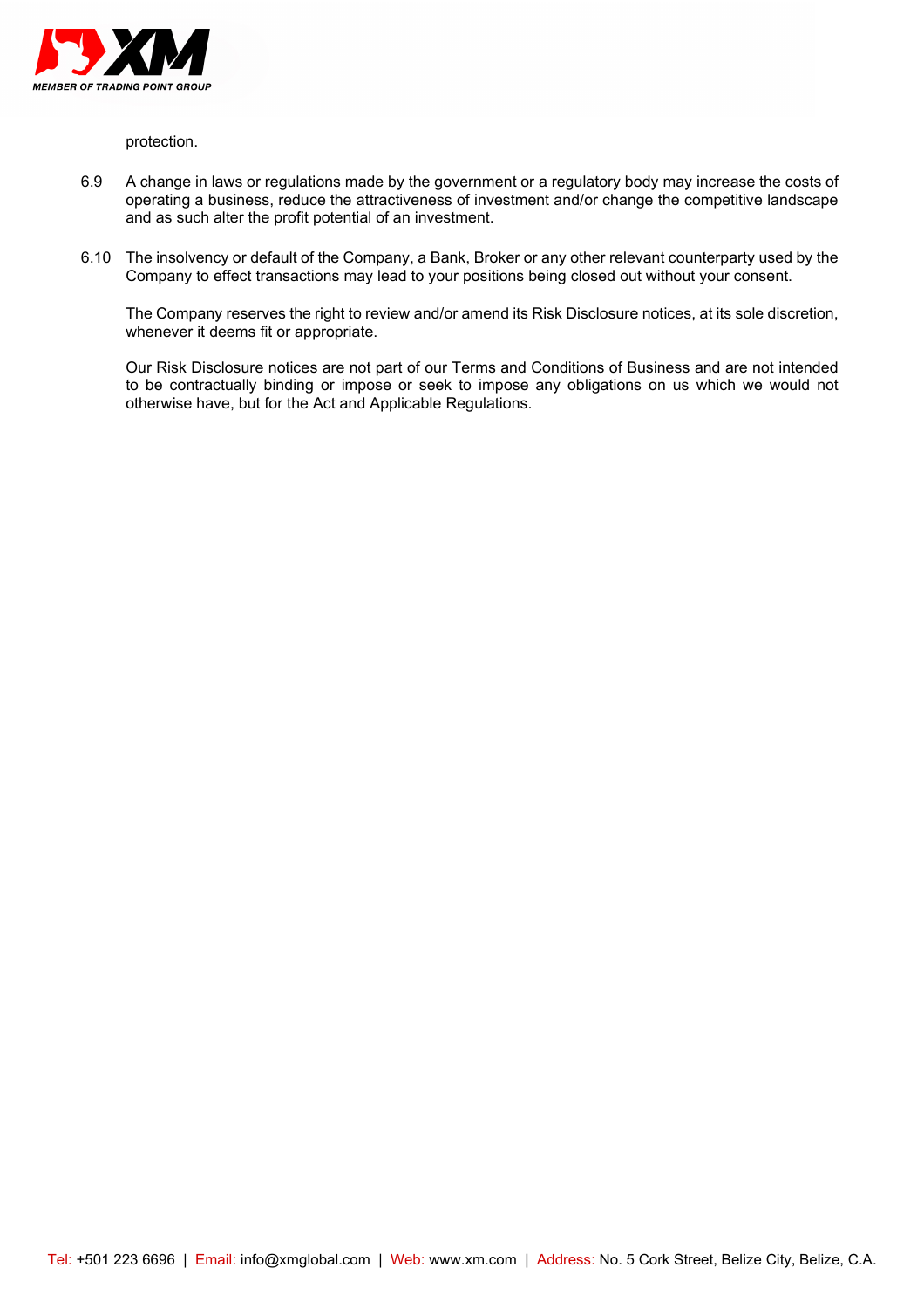protection.

6.9 A change in laws or regulations made by the government or a regulatory body may increase the costs of operating a business, reduce the attractiveness of investment and/or change the competitive landscape and as such alter the profit potential of an investment.

6.10 The insolvency or default of the Company, a Bank, Broker or any other relevant counterparty used by the Company to effect transactions may lead to your positions being closed out without your consent.

The Company reserves the right to review and/or amend its Risk Disclosure notices, at its sole discretion, whenever it deems fit or appropriate.

Our Risk Disclosure notices are not part of our Terms and Conditions of Business and are not intended to be contractually binding or impose or seek to impose any obligations on us which we would not otherwise have, but for the Act and Applicable Regulations.